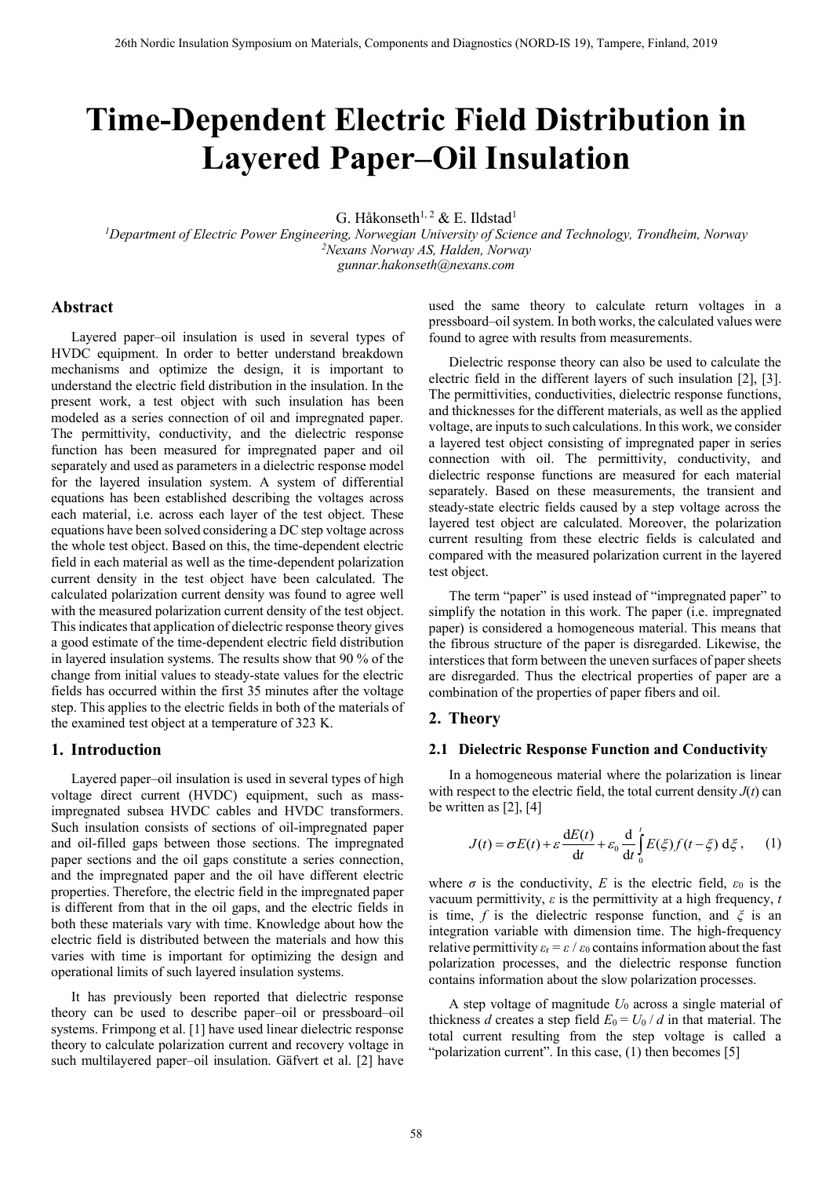# Time-Dependent Electric Field Distribution in Layered Paper–Oil Insulation

G. Håkonseth[1, 2] & E. Ildstad[1]

[1]*Department of Electric Power Engineering, Norwegian University of Science and Technology, Trondheim, Norway*
[2]*Nexans Norway AS, Halden, Norway*
*gunnar.hakonseth@nexans.com*

## Abstract

Layered paper–oil insulation is used in several types of HVDC equipment. In order to better understand breakdown mechanisms and optimize the design, it is important to understand the electric field distribution in the insulation. In the present work, a test object with such insulation has been modeled as a series connection of oil and impregnated paper. The permittivity, conductivity, and the dielectric response function has been measured for impregnated paper and oil separately and used as parameters in a dielectric response model for the layered insulation system. A system of differential equations has been established describing the voltages across each material, i.e. across each layer of the test object. These equations have been solved considering a DC step voltage across the whole test object. Based on this, the time-dependent electric field in each material as well as the time-dependent polarization current density in the test object have been calculated. The calculated polarization current density was found to agree well with the measured polarization current density of the test object. This indicates that application of dielectric response theory gives a good estimate of the time-dependent electric field distribution in layered insulation systems. The results show that 90 % of the change from initial values to steady-state values for the electric fields has occurred within the first 35 minutes after the voltage step. This applies to the electric fields in both of the materials of the examined test object at a temperature of 323 K.

## 1. Introduction

Layered paper–oil insulation is used in several types of high voltage direct current (HVDC) equipment, such as mass-impregnated subsea HVDC cables and HVDC transformers. Such insulation consists of sections of oil-impregnated paper and oil-filled gaps between those sections. The impregnated paper sections and the oil gaps constitute a series connection, and the impregnated paper and the oil have different electric properties. Therefore, the electric field in the impregnated paper is different from that in the oil gaps, and the electric fields in both these materials vary with time. Knowledge about how the electric field is distributed between the materials and how this varies with time is important for optimizing the design and operational limits of such layered insulation systems.

It has previously been reported that dielectric response theory can be used to describe paper–oil or pressboard–oil systems. Frimpong et al. [1] have used linear dielectric response theory to calculate polarization current and recovery voltage in such multilayered paper–oil insulation. Gäfvert et al. [2] have used the same theory to calculate return voltages in a pressboard–oil system. In both works, the calculated values were found to agree with results from measurements.

Dielectric response theory can also be used to calculate the electric field in the different layers of such insulation [2], [3]. The permittivities, conductivities, dielectric response functions, and thicknesses for the different materials, as well as the applied voltage, are inputs to such calculations. In this work, we consider a layered test object consisting of impregnated paper in series connection with oil. The permittivity, conductivity, and dielectric response functions are measured for each material separately. Based on these measurements, the transient and steady-state electric fields caused by a step voltage across the layered test object are calculated. Moreover, the polarization current resulting from these electric fields is calculated and compared with the measured polarization current in the layered test object.

The term "paper" is used instead of "impregnated paper" to simplify the notation in this work. The paper (i.e. impregnated paper) is considered a homogeneous material. This means that the fibrous structure of the paper is disregarded. Likewise, the interstices that form between the uneven surfaces of paper sheets are disregarded. Thus the electrical properties of paper are a combination of the properties of paper fibers and oil.

## 2. Theory

### 2.1 Dielectric Response Function and Conductivity

In a homogeneous material where the polarization is linear with respect to the electric field, the total current density $J(t)$ can be written as [2], [4]

$$J(t) = \sigma E(t) + \varepsilon \frac{\mathrm{d}E(t)}{\mathrm{d}t} + \varepsilon_0 \frac{\mathrm{d}}{\mathrm{d}t} \int_0^t E(\xi) f(t-\xi)\, \mathrm{d}\xi \,, \qquad (1)$$

where $\sigma$ is the conductivity, $E$ is the electric field, $\varepsilon_0$ is the vacuum permittivity, $\varepsilon$ is the permittivity at a high frequency, $t$ is time, $f$ is the dielectric response function, and $\xi$ is an integration variable with dimension time. The high-frequency relative permittivity $\varepsilon_r = \varepsilon / \varepsilon_0$ contains information about the fast polarization processes, and the dielectric response function contains information about the slow polarization processes.

A step voltage of magnitude $U_0$ across a single material of thickness $d$ creates a step field $E_0 = U_0 / d$ in that material. The total current resulting from the step voltage is called a "polarization current". In this case, (1) then becomes [5]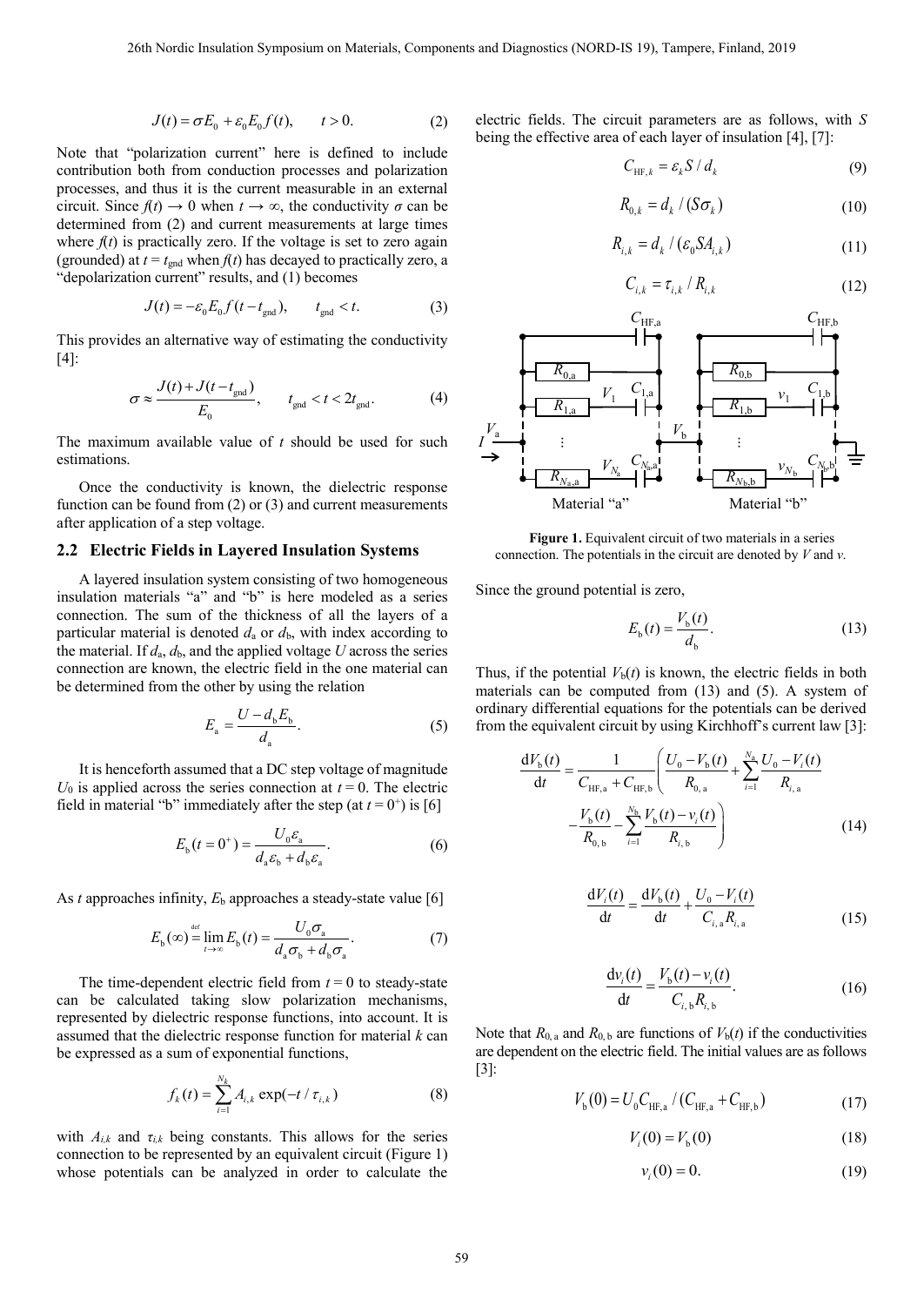$$J(t) = \sigma E_0 + \varepsilon_0 E_0 f(t), \qquad t > 0. \tag{2}$$

Note that "polarization current" here is defined to include contribution both from conduction processes and polarization processes, and thus it is the current measurable in an external circuit. Since $f(t) \to 0$ when $t \to \infty$, the conductivity $\sigma$ can be determined from (2) and current measurements at large times where $f(t)$ is practically zero. If the voltage is set to zero again (grounded) at $t = t_{\mathrm{gnd}}$ when $f(t)$ has decayed to practically zero, a "depolarization current" results, and (1) becomes

$$J(t) = -\varepsilon_0 E_0 f(t - t_{\mathrm{gnd}}), \qquad t_{\mathrm{gnd}} < t. \tag{3}$$

This provides an alternative way of estimating the conductivity [4]:

$$\sigma \approx \frac{J(t) + J(t - t_{\mathrm{gnd}})}{E_0}, \qquad t_{\mathrm{gnd}} < t < 2t_{\mathrm{gnd}}. \tag{4}$$

The maximum available value of $t$ should be used for such estimations.

Once the conductivity is known, the dielectric response function can be found from (2) or (3) and current measurements after application of a step voltage.

## 2.2 Electric Fields in Layered Insulation Systems

A layered insulation system consisting of two homogeneous insulation materials "a" and "b" is here modeled as a series connection. The sum of the thickness of all the layers of a particular material is denoted $d_{\mathrm{a}}$ or $d_{\mathrm{b}}$, with index according to the material. If $d_{\mathrm{a}}$, $d_{\mathrm{b}}$, and the applied voltage $U$ across the series connection are known, the electric field in the one material can be determined from the other by using the relation

$$E_{\mathrm{a}} = \frac{U - d_{\mathrm{b}} E_{\mathrm{b}}}{d_{\mathrm{a}}}. \tag{5}$$

It is henceforth assumed that a DC step voltage of magnitude $U_0$ is applied across the series connection at $t = 0$. The electric field in material "b" immediately after the step (at $t = 0^+$) is [6]

$$E_{\mathrm{b}}(t = 0^+) = \frac{U_0 \varepsilon_{\mathrm{a}}}{d_{\mathrm{a}} \varepsilon_{\mathrm{b}} + d_{\mathrm{b}} \varepsilon_{\mathrm{a}}}. \tag{6}$$

As $t$ approaches infinity, $E_{\mathrm{b}}$ approaches a steady-state value [6]

$$E_{\mathrm{b}}(\infty) \overset{\mathrm{def}}{=} \lim_{t \to \infty} E_{\mathrm{b}}(t) = \frac{U_0 \sigma_{\mathrm{a}}}{d_{\mathrm{a}} \sigma_{\mathrm{b}} + d_{\mathrm{b}} \sigma_{\mathrm{a}}}. \tag{7}$$

The time-dependent electric field from $t = 0$ to steady-state can be calculated taking slow polarization mechanisms, represented by dielectric response functions, into account. It is assumed that the dielectric response function for material $k$ can be expressed as a sum of exponential functions,

$$f_k(t) = \sum_{i=1}^{N_k} A_{i,k} \exp(-t / \tau_{i,k}) \tag{8}$$

with $A_{i,k}$ and $\tau_{i,k}$ being constants. This allows for the series connection to be represented by an equivalent circuit (Figure 1) whose potentials can be analyzed in order to calculate the electric fields. The circuit parameters are as follows, with $S$ being the effective area of each layer of insulation [4], [7]:

$$C_{\mathrm{HF},k} = \varepsilon_k S / d_k \tag{9}$$

$$R_{0,k} = d_k / (S \sigma_k) \tag{10}$$

$$R_{i,k} = d_k / (\varepsilon_0 S A_{i,k}) \tag{11}$$

$$C_{i,k} = \tau_{i,k} / R_{i,k} \tag{12}$$

**Figure 1.** Equivalent circuit of two materials in a series connection. The potentials in the circuit are denoted by $V$ and $v$.

Since the ground potential is zero,

$$E_{\mathrm{b}}(t) = \frac{V_{\mathrm{b}}(t)}{d_{\mathrm{b}}}. \tag{13}$$

Thus, if the potential $V_{\mathrm{b}}(t)$ is known, the electric fields in both materials can be computed from (13) and (5). A system of ordinary differential equations for the potentials can be derived from the equivalent circuit by using Kirchhoff's current law [3]:

$$\frac{\mathrm{d}V_{\mathrm{b}}(t)}{\mathrm{d}t} = \frac{1}{C_{\mathrm{HF,a}} + C_{\mathrm{HF,b}}} \left( \frac{U_0 - V_{\mathrm{b}}(t)}{R_{0,\mathrm{a}}} + \sum_{i=1}^{N_{\mathrm{a}}} \frac{U_0 - V_i(t)}{R_{i,\mathrm{a}}} - \frac{V_{\mathrm{b}}(t)}{R_{0,\mathrm{b}}} - \sum_{i=1}^{N_{\mathrm{b}}} \frac{V_{\mathrm{b}}(t) - v_i(t)}{R_{i,\mathrm{b}}} \right) \tag{14}$$

$$\frac{\mathrm{d}V_i(t)}{\mathrm{d}t} = \frac{\mathrm{d}V_{\mathrm{b}}(t)}{\mathrm{d}t} + \frac{U_0 - V_i(t)}{C_{i,\mathrm{a}} R_{i,\mathrm{a}}} \tag{15}$$

$$\frac{\mathrm{d}v_i(t)}{\mathrm{d}t} = \frac{V_{\mathrm{b}}(t) - v_i(t)}{C_{i,\mathrm{b}} R_{i,\mathrm{b}}}. \tag{16}$$

Note that $R_{0,\mathrm{a}}$ and $R_{0,\mathrm{b}}$ are functions of $V_{\mathrm{b}}(t)$ if the conductivities are dependent on the electric field. The initial values are as follows [3]:

$$V_{\mathrm{b}}(0) = U_0 C_{\mathrm{HF,a}} / (C_{\mathrm{HF,a}} + C_{\mathrm{HF,b}}) \tag{17}$$

$$V_i(0) = V_{\mathrm{b}}(0) \tag{18}$$

$$v_i(0) = 0. \tag{19}$$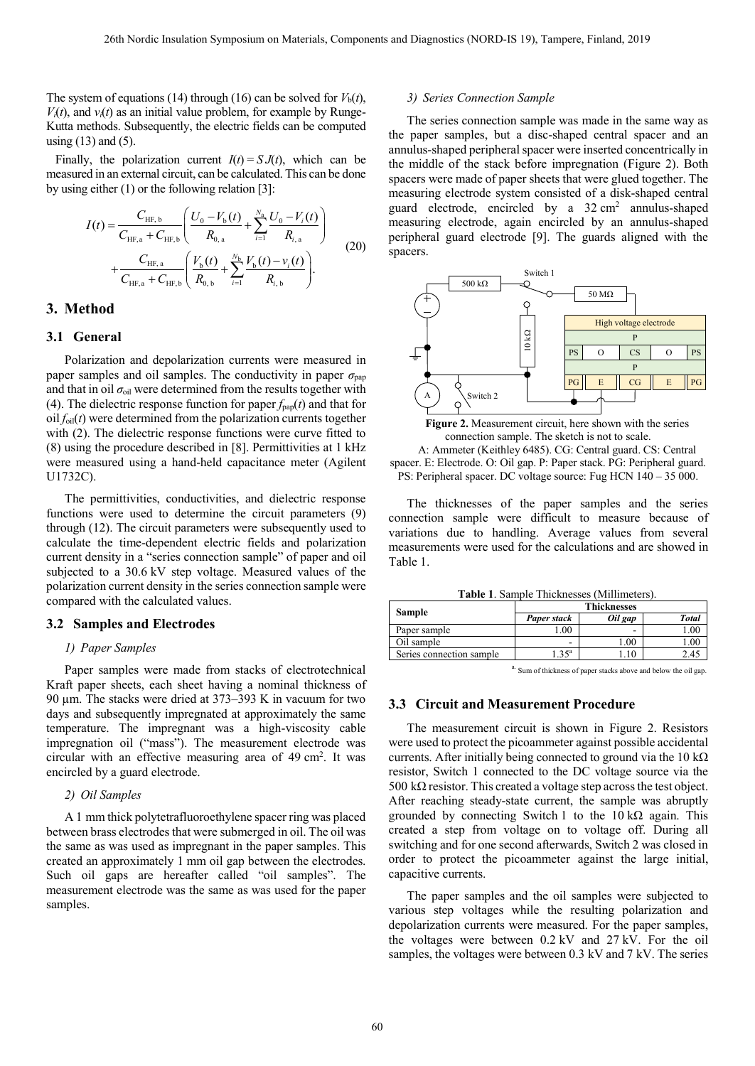The system of equations (14) through (16) can be solved for $V_b(t)$, $V_i(t)$, and $v_i(t)$ as an initial value problem, for example by Runge-Kutta methods. Subsequently, the electric fields can be computed using (13) and (5).

Finally, the polarization current $I(t) = S\,J(t)$, which can be measured in an external circuit, can be calculated. This can be done by using either (1) or the following relation [3]:

$$I(t) = \frac{C_{\mathrm{HF,\,b}}}{C_{\mathrm{HF,\,a}} + C_{\mathrm{HF,\,b}}} \left( \frac{U_0 - V_b(t)}{R_{0,\,a}} + \sum_{i=1}^{N_a} \frac{U_0 - V_i(t)}{R_{i,\,a}} \right) + \frac{C_{\mathrm{HF,\,a}}}{C_{\mathrm{HF,\,a}} + C_{\mathrm{HF,\,b}}} \left( \frac{V_b(t)}{R_{0,\,b}} + \sum_{i=1}^{N_b} \frac{V_b(t) - v_i(t)}{R_{i,\,b}} \right). \tag{20}$$

## 3. Method

### 3.1 General

Polarization and depolarization currents were measured in paper samples and oil samples. The conductivity in paper $\sigma_{\mathrm{pap}}$ and that in oil $\sigma_{\mathrm{oil}}$ were determined from the results together with (4). The dielectric response function for paper $f_{\mathrm{pap}}(t)$ and that for oil $f_{\mathrm{oil}}(t)$ were determined from the polarization currents together with (2). The dielectric response functions were curve fitted to (8) using the procedure described in [8]. Permittivities at 1 kHz were measured using a hand-held capacitance meter (Agilent U1732C).

The permittivities, conductivities, and dielectric response functions were used to determine the circuit parameters (9) through (12). The circuit parameters were subsequently used to calculate the time-dependent electric fields and polarization current density in a "series connection sample" of paper and oil subjected to a 30.6 kV step voltage. Measured values of the polarization current density in the series connection sample were compared with the calculated values.

### 3.2 Samples and Electrodes

*1) Paper Samples*

Paper samples were made from stacks of electrotechnical Kraft paper sheets, each sheet having a nominal thickness of 90 µm. The stacks were dried at 373–393 K in vacuum for two days and subsequently impregnated at approximately the same temperature. The impregnant was a high-viscosity cable impregnation oil ("mass"). The measurement electrode was circular with an effective measuring area of 49 cm². It was encircled by a guard electrode.

*2) Oil Samples*

A 1 mm thick polytetrafluoroethylene spacer ring was placed between brass electrodes that were submerged in oil. The oil was the same as was used as impregnant in the paper samples. This created an approximately 1 mm oil gap between the electrodes. Such oil gaps are hereafter called "oil samples". The measurement electrode was the same as was used for the paper samples.

*3) Series Connection Sample*

The series connection sample was made in the same way as the paper samples, but a disc-shaped central spacer and an annulus-shaped peripheral spacer were inserted concentrically in the middle of the stack before impregnation (Figure 2). Both spacers were made of paper sheets that were glued together. The measuring electrode system consisted of a disk-shaped central guard electrode, encircled by a 32 cm² annulus-shaped measuring electrode, again encircled by an annulus-shaped peripheral guard electrode [9]. The guards aligned with the spacers.

**Figure 2.** Measurement circuit, here shown with the series connection sample. The sketch is not to scale.
A: Ammeter (Keithley 6485). CG: Central guard. CS: Central spacer. E: Electrode. O: Oil gap. P: Paper stack. PG: Peripheral guard. PS: Peripheral spacer. DC voltage source: Fug HCN 140 – 35 000.

The thicknesses of the paper samples and the series connection sample were difficult to measure because of variations due to handling. Average values from several measurements were used for the calculations and are showed in Table 1.

**Table 1**. Sample Thicknesses (Millimeters).

| Sample | Thicknesses | | |
|---|---|---|---|
| | *Paper stack* | *Oil gap* | *Total* |
| Paper sample | 1.00 | - | 1.00 |
| Oil sample | - | 1.00 | 1.00 |
| Series connection sample | 1.35[a] | 1.10 | 2.45 |

[a] Sum of thickness of paper stacks above and below the oil gap.

### 3.3 Circuit and Measurement Procedure

The measurement circuit is shown in Figure 2. Resistors were used to protect the picoammeter against possible accidental currents. After initially being connected to ground via the 10 kΩ resistor, Switch 1 connected to the DC voltage source via the 500 kΩ resistor. This created a voltage step across the test object. After reaching steady-state current, the sample was abruptly grounded by connecting Switch 1 to the 10 kΩ again. This created a step from voltage on to voltage off. During all switching and for one second afterwards, Switch 2 was closed in order to protect the picoammeter against the large initial, capacitive currents.

The paper samples and the oil samples were subjected to various step voltages while the resulting polarization and depolarization currents were measured. For the paper samples, the voltages were between 0.2 kV and 27 kV. For the oil samples, the voltages were between 0.3 kV and 7 kV. The series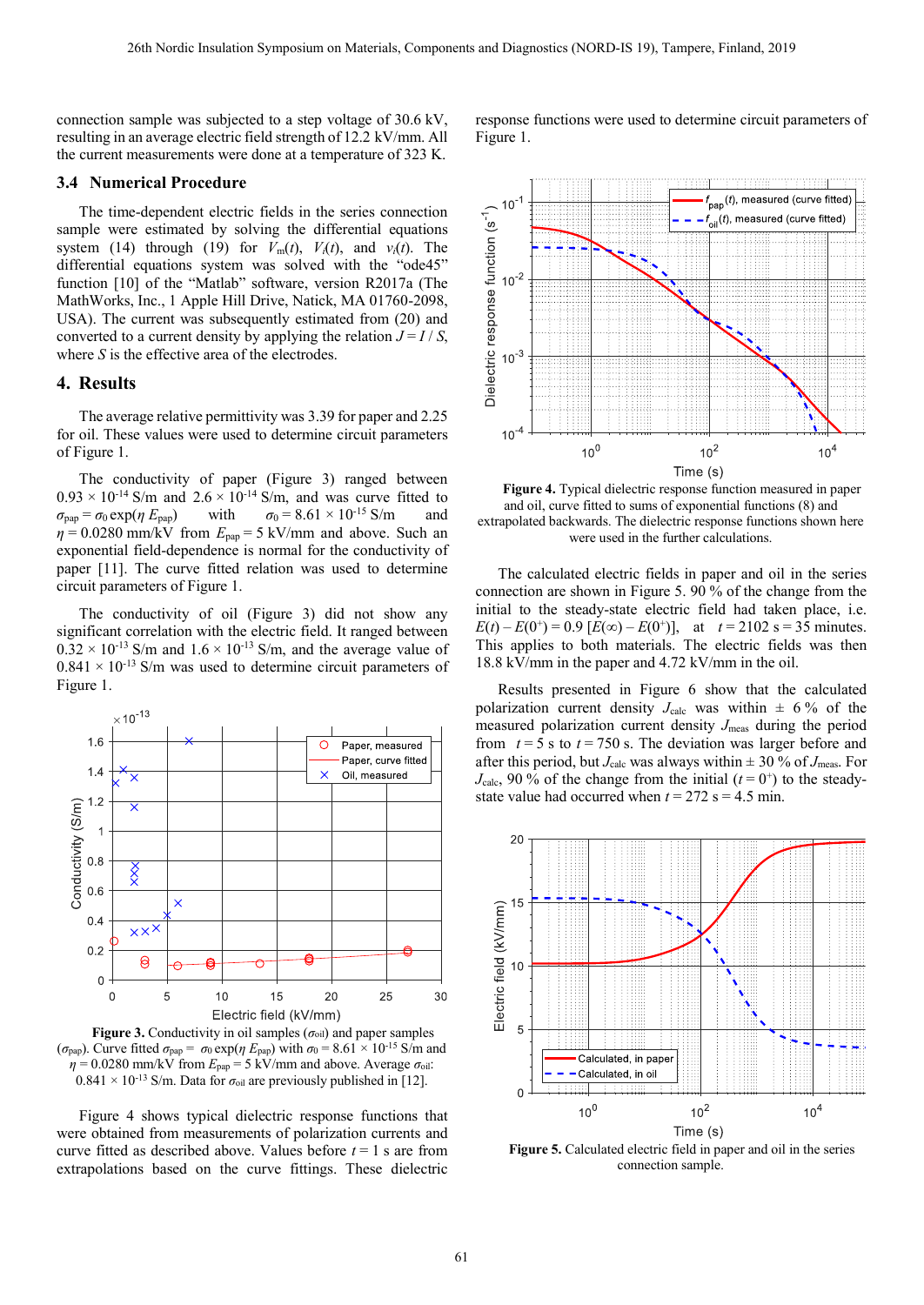connection sample was subjected to a step voltage of 30.6 kV, resulting in an average electric field strength of 12.2 kV/mm. All the current measurements were done at a temperature of 323 K.

### 3.4 Numerical Procedure

The time-dependent electric fields in the series connection sample were estimated by solving the differential equations system (14) through (19) for $V_m(t)$, $V_i(t)$, and $v_i(t)$. The differential equations system was solved with the "ode45" function [10] of the "Matlab" software, version R2017a (The MathWorks, Inc., 1 Apple Hill Drive, Natick, MA 01760-2098, USA). The current was subsequently estimated from (20) and converted to a current density by applying the relation $J = I / S$, where $S$ is the effective area of the electrodes.

## 4. Results

The average relative permittivity was 3.39 for paper and 2.25 for oil. These values were used to determine circuit parameters of Figure 1.

The conductivity of paper (Figure 3) ranged between $0.93 \times 10^{-14}$ S/m and $2.6 \times 10^{-14}$ S/m, and was curve fitted to $\sigma_{pap} = \sigma_0 \exp(\eta\, E_{pap})$ with $\sigma_0 = 8.61 \times 10^{-15}$ S/m and $\eta = 0.0280$ mm/kV from $E_{pap} = 5$ kV/mm and above. Such an exponential field-dependence is normal for the conductivity of paper [11]. The curve fitted relation was used to determine circuit parameters of Figure 1.

The conductivity of oil (Figure 3) did not show any significant correlation with the electric field. It ranged between $0.32 \times 10^{-13}$ S/m and $1.6 \times 10^{-13}$ S/m, and the average value of $0.841 \times 10^{-13}$ S/m was used to determine circuit parameters of Figure 1.

**Figure 3.** Conductivity in oil samples ($\sigma_{oil}$) and paper samples ($\sigma_{pap}$). Curve fitted $\sigma_{pap} = \sigma_0 \exp(\eta\, E_{pap})$ with $\sigma_0 = 8.61 \times 10^{-15}$ S/m and $\eta = 0.0280$ mm/kV from $E_{pap} = 5$ kV/mm and above. Average $\sigma_{oil}$: $0.841 \times 10^{-13}$ S/m. Data for $\sigma_{oil}$ are previously published in [12].

Figure 4 shows typical dielectric response functions that were obtained from measurements of polarization currents and curve fitted as described above. Values before $t = 1$ s are from extrapolations based on the curve fittings. These dielectric response functions were used to determine circuit parameters of Figure 1.

**Figure 4.** Typical dielectric response function measured in paper and oil, curve fitted to sums of exponential functions (8) and extrapolated backwards. The dielectric response functions shown here were used in the further calculations.

The calculated electric fields in paper and oil in the series connection are shown in Figure 5. 90 % of the change from the initial to the steady-state electric field had taken place, i.e. $E(t) - E(0^+) = 0.9\,[E(\infty) - E(0^+)]$, at $t = 2102$ s = 35 minutes. This applies to both materials. The electric fields was then 18.8 kV/mm in the paper and 4.72 kV/mm in the oil.

Results presented in Figure 6 show that the calculated polarization current density $J_{calc}$ was within ± 6 % of the measured polarization current density $J_{meas}$ during the period from $t = 5$ s to $t = 750$ s. The deviation was larger before and after this period, but $J_{calc}$ was always within ± 30 % of $J_{meas}$. For $J_{calc}$, 90 % of the change from the initial ($t = 0^+$) to the steady-state value had occurred when $t = 272$ s = 4.5 min.

**Figure 5.** Calculated electric field in paper and oil in the series connection sample.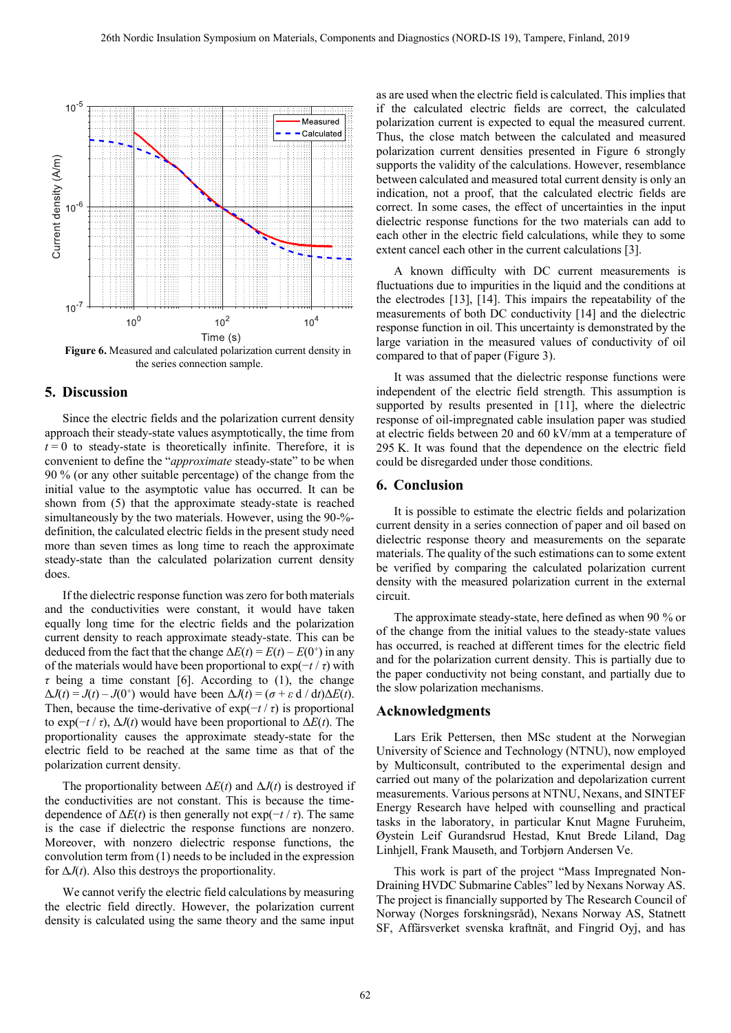Figure 6. Measured and calculated polarization current density in the series connection sample.

## 5. Discussion

Since the electric fields and the polarization current density approach their steady-state values asymptotically, the time from $t = 0$ to steady-state is theoretically infinite. Therefore, it is convenient to define the "*approximate* steady-state" to be when 90 % (or any other suitable percentage) of the change from the initial value to the asymptotic value has occurred. It can be shown from (5) that the approximate steady-state is reached simultaneously by the two materials. However, using the 90-%-definition, the calculated electric fields in the present study need more than seven times as long time to reach the approximate steady-state than the calculated polarization current density does.

If the dielectric response function was zero for both materials and the conductivities were constant, it would have taken equally long time for the electric fields and the polarization current density to reach approximate steady-state. This can be deduced from the fact that the change $\Delta E(t) = E(t) - E(0^+)$ in any of the materials would have been proportional to $\exp(-t / \tau)$ with $\tau$ being a time constant [6]. According to (1), the change $\Delta J(t) = J(t) - J(0^+)$ would have been $\Delta J(t) = (\sigma + \varepsilon \, d / dt)\Delta E(t)$. Then, because the time-derivative of $\exp(-t / \tau)$ is proportional to $\exp(-t / \tau)$, $\Delta J(t)$ would have been proportional to $\Delta E(t)$. The proportionality causes the approximate steady-state for the electric field to be reached at the same time as that of the polarization current density.

The proportionality between $\Delta E(t)$ and $\Delta J(t)$ is destroyed if the conductivities are not constant. This is because the time-dependence of $\Delta E(t)$ is then generally not $\exp(-t / \tau)$. The same is the case if dielectric the response functions are nonzero. Moreover, with nonzero dielectric response functions, the convolution term from (1) needs to be included in the expression for $\Delta J(t)$. Also this destroys the proportionality.

We cannot verify the electric field calculations by measuring the electric field directly. However, the polarization current density is calculated using the same theory and the same input as are used when the electric field is calculated. This implies that if the calculated electric fields are correct, the calculated polarization current is expected to equal the measured current. Thus, the close match between the calculated and measured polarization current densities presented in Figure 6 strongly supports the validity of the calculations. However, resemblance between calculated and measured total current density is only an indication, not a proof, that the calculated electric fields are correct. In some cases, the effect of uncertainties in the input dielectric response functions for the two materials can add to each other in the electric field calculations, while they to some extent cancel each other in the current calculations [3].

A known difficulty with DC current measurements is fluctuations due to impurities in the liquid and the conditions at the electrodes [13], [14]. This impairs the repeatability of the measurements of both DC conductivity [14] and the dielectric response function in oil. This uncertainty is demonstrated by the large variation in the measured values of conductivity of oil compared to that of paper (Figure 3).

It was assumed that the dielectric response functions were independent of the electric field strength. This assumption is supported by results presented in [11], where the dielectric response of oil-impregnated cable insulation paper was studied at electric fields between 20 and 60 kV/mm at a temperature of 295 K. It was found that the dependence on the electric field could be disregarded under those conditions.

## 6. Conclusion

It is possible to estimate the electric fields and polarization current density in a series connection of paper and oil based on dielectric response theory and measurements on the separate materials. The quality of the such estimations can to some extent be verified by comparing the calculated polarization current density with the measured polarization current in the external circuit.

The approximate steady-state, here defined as when 90 % or of the change from the initial values to the steady-state values has occurred, is reached at different times for the electric field and for the polarization current density. This is partially due to the paper conductivity not being constant, and partially due to the slow polarization mechanisms.

## Acknowledgments

Lars Erik Pettersen, then MSc student at the Norwegian University of Science and Technology (NTNU), now employed by Multiconsult, contributed to the experimental design and carried out many of the polarization and depolarization current measurements. Various persons at NTNU, Nexans, and SINTEF Energy Research have helped with counselling and practical tasks in the laboratory, in particular Knut Magne Furuheim, Øystein Leif Gurandsrud Hestad, Knut Brede Liland, Dag Linhjell, Frank Mauseth, and Torbjørn Andersen Ve.

This work is part of the project "Mass Impregnated Non-Draining HVDC Submarine Cables" led by Nexans Norway AS. The project is financially supported by The Research Council of Norway (Norges forskningsråd), Nexans Norway AS, Statnett SF, Affärsverket svenska kraftnät, and Fingrid Oyj, and has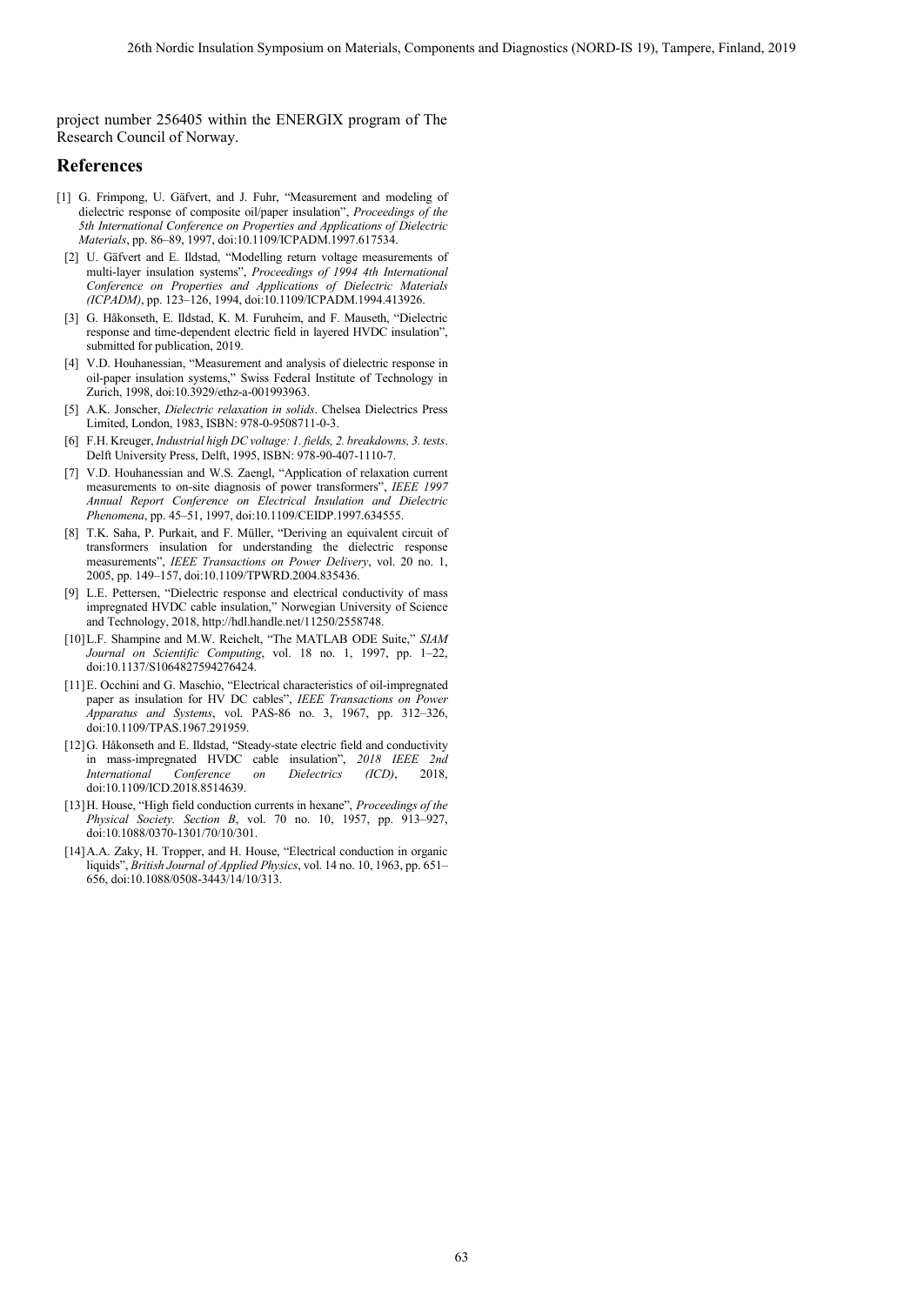project number 256405 within the ENERGIX program of The Research Council of Norway.

## References

[1] G. Frimpong, U. Gäfvert, and J. Fuhr, "Measurement and modeling of dielectric response of composite oil/paper insulation", *Proceedings of the 5th International Conference on Properties and Applications of Dielectric Materials*, pp. 86–89, 1997, doi:10.1109/ICPADM.1997.617534.

[2] U. Gäfvert and E. Ildstad, "Modelling return voltage measurements of multi-layer insulation systems", *Proceedings of 1994 4th International Conference on Properties and Applications of Dielectric Materials (ICPADM)*, pp. 123–126, 1994, doi:10.1109/ICPADM.1994.413926.

[3] G. Håkonseth, E. Ildstad, K. M. Furuheim, and F. Mauseth, "Dielectric response and time-dependent electric field in layered HVDC insulation", submitted for publication, 2019.

[4] V.D. Houhanessian, "Measurement and analysis of dielectric response in oil-paper insulation systems," Swiss Federal Institute of Technology in Zurich, 1998, doi:10.3929/ethz-a-001993963.

[5] A.K. Jonscher, *Dielectric relaxation in solids*. Chelsea Dielectrics Press Limited, London, 1983, ISBN: 978-0-9508711-0-3.

[6] F.H. Kreuger, *Industrial high DC voltage: 1. fields, 2. breakdowns, 3. tests*. Delft University Press, Delft, 1995, ISBN: 978-90-407-1110-7.

[7] V.D. Houhanessian and W.S. Zaengl, "Application of relaxation current measurements to on-site diagnosis of power transformers", *IEEE 1997 Annual Report Conference on Electrical Insulation and Dielectric Phenomena*, pp. 45–51, 1997, doi:10.1109/CEIDP.1997.634555.

[8] T.K. Saha, P. Purkait, and F. Müller, "Deriving an equivalent circuit of transformers insulation for understanding the dielectric response measurements", *IEEE Transactions on Power Delivery*, vol. 20 no. 1, 2005, pp. 149–157, doi:10.1109/TPWRD.2004.835436.

[9] L.E. Pettersen, "Dielectric response and electrical conductivity of mass impregnated HVDC cable insulation," Norwegian University of Science and Technology, 2018, http://hdl.handle.net/11250/2558748.

[10] L.F. Shampine and M.W. Reichelt, "The MATLAB ODE Suite," *SIAM Journal on Scientific Computing*, vol. 18 no. 1, 1997, pp. 1–22, doi:10.1137/S1064827594276424.

[11] E. Occhini and G. Maschio, "Electrical characteristics of oil-impregnated paper as insulation for HV DC cables", *IEEE Transactions on Power Apparatus and Systems*, vol. PAS-86 no. 3, 1967, pp. 312–326, doi:10.1109/TPAS.1967.291959.

[12] G. Håkonseth and E. Ildstad, "Steady-state electric field and conductivity in mass-impregnated HVDC cable insulation", *2018 IEEE 2nd International Conference on Dielectrics (ICD)*, 2018, doi:10.1109/ICD.2018.8514639.

[13] H. House, "High field conduction currents in hexane", *Proceedings of the Physical Society. Section B*, vol. 70 no. 10, 1957, pp. 913–927, doi:10.1088/0370-1301/70/10/301.

[14] A.A. Zaky, H. Tropper, and H. House, "Electrical conduction in organic liquids", *British Journal of Applied Physics*, vol. 14 no. 10, 1963, pp. 651–656, doi:10.1088/0508-3443/14/10/313.